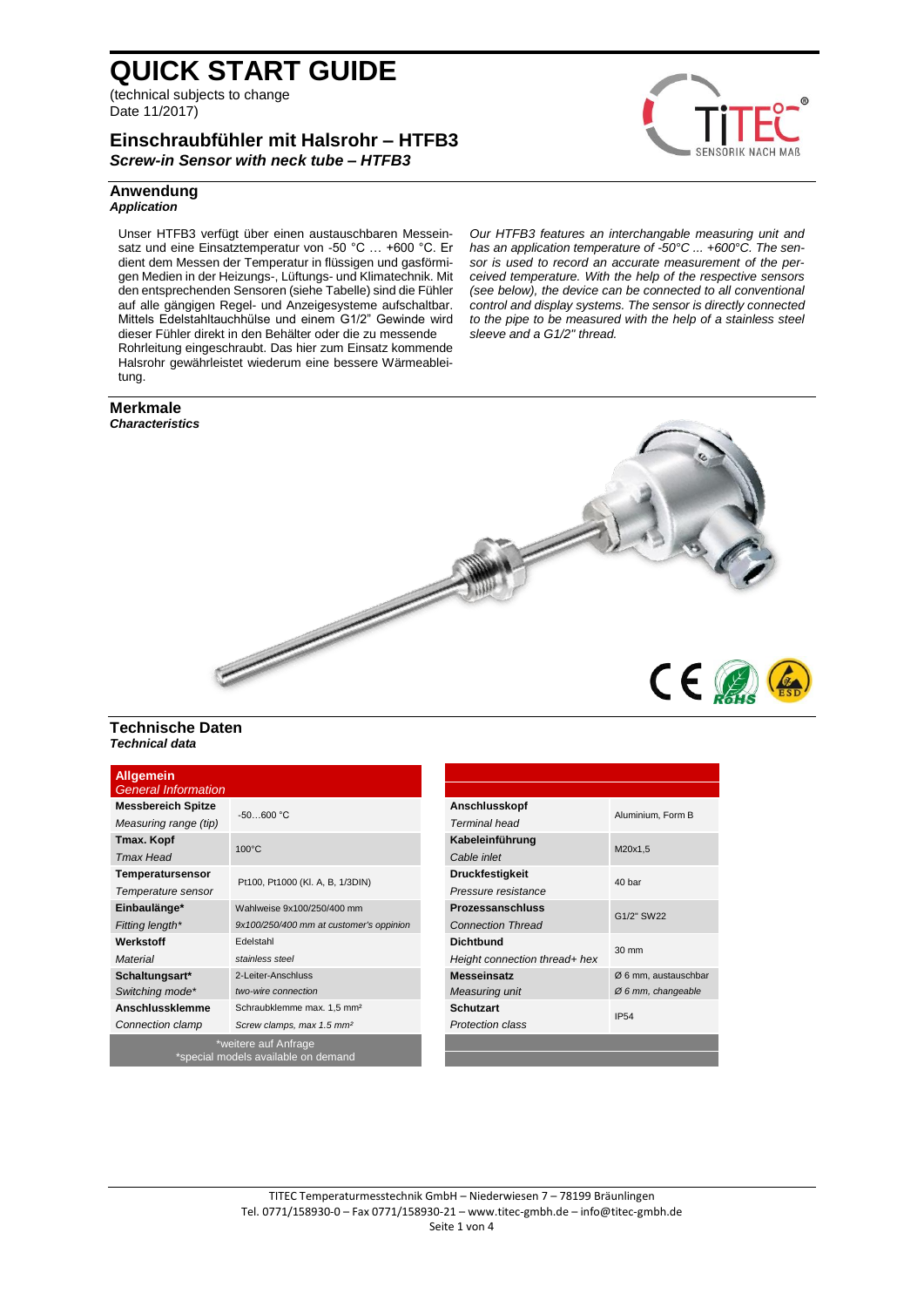# QUICK START GUIDE

(technical subjects to change
Date 11/2017)

## Einschraubfühler mit Halsrohr – HTFB3

***Screw-in Sensor with neck tube – HTFB3***

### Anwendung

***Application***

Unser HTFB3 verfügt über einen austauschbaren Messeinsatz und eine Einsatztemperatur von -50 °C … +600 °C. Er dient dem Messen der Temperatur in flüssigen und gasförmigen Medien in der Heizungs-, Lüftungs- und Klimatechnik. Mit den entsprechenden Sensoren (siehe Tabelle) sind die Fühler auf alle gängigen Regel- und Anzeigesysteme aufschaltbar. Mittels Edelstahltauchhülse und einem G1/2" Gewinde wird dieser Fühler direkt in den Behälter oder die zu messende Rohrleitung eingeschraubt. Das hier zum Einsatz kommende Halsrohr gewährleistet wiederum eine bessere Wärmeableitung.

*Our HTFB3 features an interchangable measuring unit and has an application temperature of -50°C ... +600°C. The sensor is used to record an accurate measurement of the perceived temperature. With the help of the respective sensors (see below), the device can be connected to all conventional control and display systems. The sensor is directly connected to the pipe to be measured with the help of a stainless steel sleeve and a G1/2" thread.*

### Merkmale

***Characteristics***

### Technische Daten

***Technical data***

| **Allgemein** / *General Information* | |
|---|---|
| **Messbereich Spitze** / *Measuring range (tip)* | -50…600 °C |
| **Tmax. Kopf** / *Tmax Head* | 100°C |
| **Temperatursensor** / *Temperature sensor* | Pt100, Pt1000 (Kl. A, B, 1/3DIN) |
| **Einbaulänge*** / *Fitting length** | Wahlweise 9x100/250/400 mm / *9x100/250/400 mm at customer's oppinion* |
| **Werkstoff** / *Material* | Edelstahl / *stainless steel* |
| **Schaltungsart*** / *Switching mode** | 2-Leiter-Anschluss / *two-wire connection* |
| **Anschlussklemme** / *Connection clamp* | Schraubklemme max. 1,5 mm² / *Screw clamps, max 1.5 mm²* |
| *weitere auf Anfrage / *special models available on demand | |

| | |
|---|---|
| **Anschlusskopf** / *Terminal head* | Aluminium, Form B |
| **Kabeleinführung** / *Cable inlet* | M20x1,5 |
| **Druckfestigkeit** / *Pressure resistance* | 40 bar |
| **Prozessanschluss** / *Connection Thread* | G1/2" SW22 |
| **Dichtbund** / *Height connection thread+ hex* | 30 mm |
| **Messeinsatz** / *Measuring unit* | Ø 6 mm, austauschbar / *Ø 6 mm, changeable* |
| **Schutzart** / *Protection class* | IP54 |

TITEC Temperaturmesstechnik GmbH – Niederwiesen 7 – 78199 Bräunlingen
Tel. 0771/158930-0 – Fax 0771/158930-21 – www.titec-gmbh.de – info@titec-gmbh.de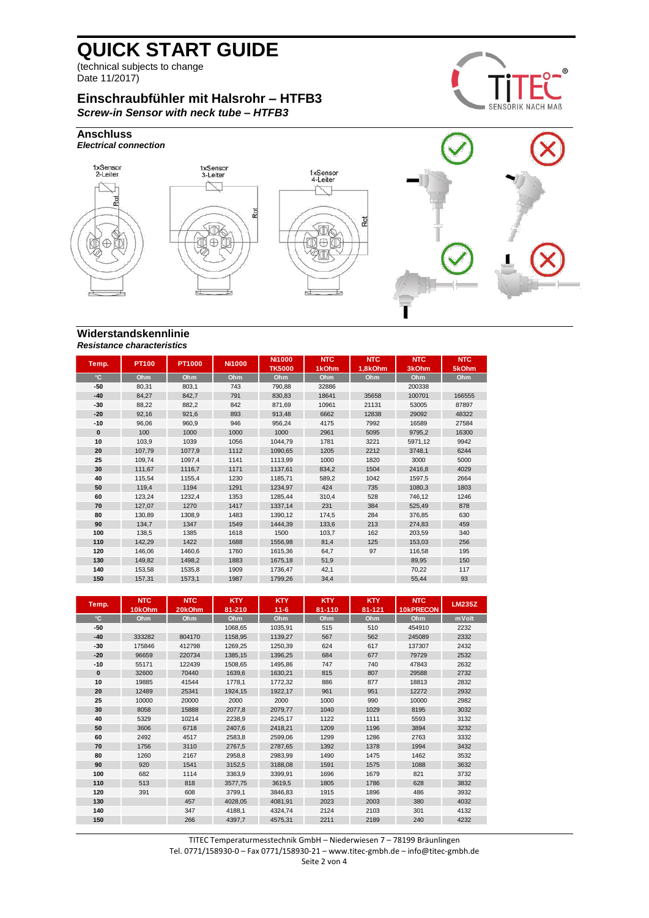# QUICK START GUIDE

(technical subjects to change
Date 11/2017)

## Einschraubfühler mit Halsrohr – HTFB3

***Screw-in Sensor with neck tube – HTFB3***

### Anschluss

***Electrical connection***

1xSensor 2-Leiter

1xSensor 3-Leiter

1xSensor 4-Leiter

Rot

### Widerstandskennlinie

***Resistance characteristics***

| Temp. | PT100 | PT1000 | Ni1000 | Ni1000 TK5000 | NTC 1kOhm | NTC 1,8kOhm | NTC 3kOhm | NTC 5kOhm |
|---|---|---|---|---|---|---|---|---|
| °C | Ohm | Ohm | Ohm | Ohm | Ohm | Ohm | Ohm | Ohm |
| -50 | 80,31 | 803,1 | 743 | 790,88 | 32886 | | 200338 | |
| -40 | 84,27 | 842,7 | 791 | 830,83 | 18641 | 35658 | 100701 | 166555 |
| -30 | 88,22 | 882,2 | 842 | 871,69 | 10961 | 21131 | 53005 | 87897 |
| -20 | 92,16 | 921,6 | 893 | 913,48 | 6662 | 12838 | 29092 | 48322 |
| -10 | 96,06 | 960,9 | 946 | 956,24 | 4175 | 7992 | 16589 | 27584 |
| 0 | 100 | 1000 | 1000 | 1000 | 2961 | 5095 | 9795,2 | 16300 |
| 10 | 103,9 | 1039 | 1056 | 1044,79 | 1781 | 3221 | 5971,12 | 9942 |
| 20 | 107,79 | 1077,9 | 1112 | 1090,65 | 1205 | 2212 | 3748,1 | 6244 |
| 25 | 109,74 | 1097,4 | 1141 | 1113,99 | 1000 | 1820 | 3000 | 5000 |
| 30 | 111,67 | 1116,7 | 1171 | 1137,61 | 834,2 | 1504 | 2416,8 | 4029 |
| 40 | 115,54 | 1155,4 | 1230 | 1185,71 | 589,2 | 1042 | 1597,5 | 2664 |
| 50 | 119,4 | 1194 | 1291 | 1234,97 | 424 | 735 | 1080,3 | 1803 |
| 60 | 123,24 | 1232,4 | 1353 | 1285,44 | 310,4 | 528 | 746,12 | 1246 |
| 70 | 127,07 | 1270 | 1417 | 1337,14 | 231 | 384 | 525,49 | 878 |
| 80 | 130,89 | 1308,9 | 1483 | 1390,12 | 174,5 | 284 | 376,85 | 630 |
| 90 | 134,7 | 1347 | 1549 | 1444,39 | 133,6 | 213 | 274,83 | 459 |
| 100 | 138,5 | 1385 | 1618 | 1500 | 103,7 | 162 | 203,59 | 340 |
| 110 | 142,29 | 1422 | 1688 | 1556,98 | 81,4 | 125 | 153,03 | 256 |
| 120 | 146,06 | 1460,6 | 1760 | 1615,36 | 64,7 | 97 | 116,58 | 195 |
| 130 | 149,82 | 1498,2 | 1883 | 1675,18 | 51,9 | | 89,95 | 150 |
| 140 | 153,58 | 1535,8 | 1909 | 1736,47 | 42,1 | | 70,22 | 117 |
| 150 | 157,31 | 1573,1 | 1987 | 1799,26 | 34,4 | | 55,44 | 93 |

| Temp. | NTC 10kOhm | NTC 20kOhm | KTY 81-210 | KTY 11-6 | KTY 81-110 | KTY 81-121 | NTC 10kPRECON | LM235Z |
|---|---|---|---|---|---|---|---|---|
| °C | Ohm | Ohm | Ohm | Ohm | Ohm | Ohm | Ohm | mVolt |
| -50 | | | 1068,65 | 1035,91 | 515 | 510 | 454910 | 2232 |
| -40 | 333282 | 804170 | 1158,95 | 1139,27 | 567 | 562 | 245089 | 2332 |
| -30 | 175846 | 412798 | 1269,25 | 1250,39 | 624 | 617 | 137307 | 2432 |
| -20 | 96659 | 220734 | 1385,15 | 1396,25 | 684 | 677 | 79729 | 2532 |
| -10 | 55171 | 122439 | 1508,65 | 1495,86 | 747 | 740 | 47843 | 2632 |
| 0 | 32600 | 70440 | 1639,6 | 1630,21 | 815 | 807 | 29588 | 2732 |
| 10 | 19885 | 41544 | 1778,1 | 1772,32 | 886 | 877 | 18813 | 2832 |
| 20 | 12489 | 25341 | 1924,15 | 1922,17 | 961 | 951 | 12272 | 2932 |
| 25 | 10000 | 20000 | 2000 | 2000 | 1000 | 990 | 10000 | 2982 |
| 30 | 8058 | 15888 | 2077,8 | 2079,77 | 1040 | 1029 | 8195 | 3032 |
| 40 | 5329 | 10214 | 2238,9 | 2245,17 | 1122 | 1111 | 5593 | 3132 |
| 50 | 3606 | 6718 | 2407,6 | 2418,21 | 1209 | 1196 | 3894 | 3232 |
| 60 | 2492 | 4517 | 2583,8 | 2599,06 | 1299 | 1286 | 2763 | 3332 |
| 70 | 1756 | 3110 | 2767,5 | 2787,65 | 1392 | 1378 | 1994 | 3432 |
| 80 | 1260 | 2167 | 2958,8 | 2983,99 | 1490 | 1475 | 1462 | 3532 |
| 90 | 920 | 1541 | 3152,5 | 3188,08 | 1591 | 1575 | 1088 | 3632 |
| 100 | 682 | 1114 | 3363,9 | 3399,91 | 1696 | 1679 | 821 | 3732 |
| 110 | 513 | 818 | 3577,75 | 3619,5 | 1805 | 1786 | 628 | 3832 |
| 120 | 391 | 608 | 3799,1 | 3846,83 | 1915 | 1896 | 486 | 3932 |
| 130 | | 457 | 4028,05 | 4081,91 | 2023 | 2003 | 380 | 4032 |
| 140 | | 347 | 4188,1 | 4324,74 | 2124 | 2103 | 301 | 4132 |
| 150 | | 266 | 4397,7 | 4575,31 | 2211 | 2189 | 240 | 4232 |

TITEC Temperaturmesstechnik GmbH – Niederwiesen 7 – 78199 Bräunlingen
Tel. 0771/158930-0 – Fax 0771/158930-21 – www.titec-gmbh.de – info@titec-gmbh.de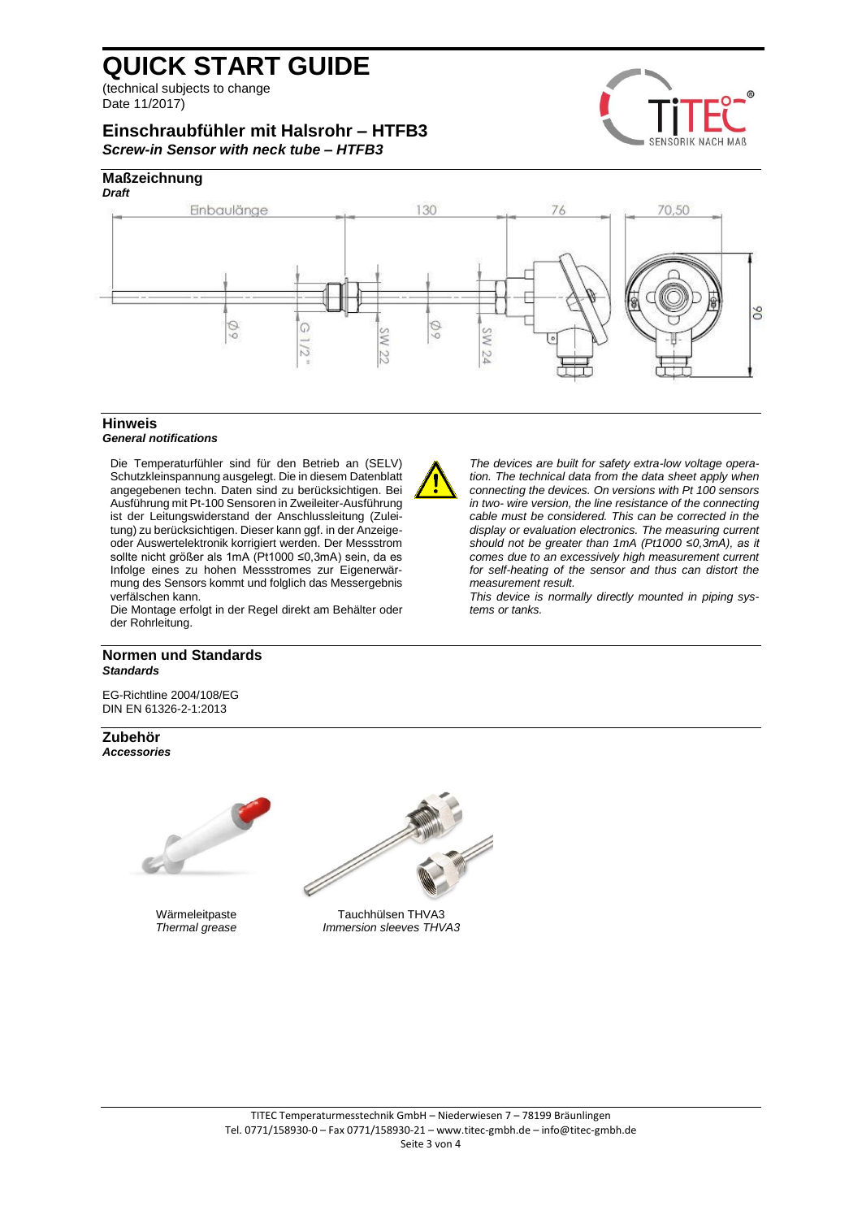# QUICK START GUIDE

(technical subjects to change
Date 11/2017)

## Einschraubfühler mit Halsrohr – HTFB3

***Screw-in Sensor with neck tube – HTFB3***

## Maßzeichnung

***Draft***

Einbaulänge 130 76 70,50

Ø9 G 1/2" SW 22 Ø9 SW 24 90

## Hinweis

***General notifications***

Die Temperaturfühler sind für den Betrieb an (SELV) Schutzkleinspannung ausgelegt. Die in diesem Datenblatt angegebenen techn. Daten sind zu berücksichtigen. Bei Ausführung mit Pt-100 Sensoren in Zweileiter-Ausführung ist der Leitungswiderstand der Anschlussleitung (Zuleitung) zu berücksichtigen. Dieser kann ggf. in der Anzeige- oder Auswertelektronik korrigiert werden. Der Messstrom sollte nicht größer als 1mA (Pt1000 ≤0,3mA) sein, da es Infolge eines zu hohen Messstromes zur Eigenerwärmung des Sensors kommt und folglich das Messergebnis verfälschen kann.
Die Montage erfolgt in der Regel direkt am Behälter oder der Rohrleitung.

*The devices are built for safety extra-low voltage operation. The technical data from the data sheet apply when connecting the devices. On versions with Pt 100 sensors in two- wire version, the line resistance of the connecting cable must be considered. This can be corrected in the display or evaluation electronics. The measuring current should not be greater than 1mA (Pt1000 ≤0,3mA), as it comes due to an excessively high measurement current for self-heating of the sensor and thus can distort the measurement result.*
*This device is normally directly mounted in piping systems or tanks.*

## Normen und Standards

***Standards***

EG-Richtline 2004/108/EG
DIN EN 61326-2-1:2013

## Zubehör

***Accessories***

Wärmeleitpaste
*Thermal grease*

Tauchhülsen THVA3
*Immersion sleeves THVA3*

TITEC Temperaturmesstechnik GmbH – Niederwiesen 7 – 78199 Bräunlingen
Tel. 0771/158930-0 – Fax 0771/158930-21 – www.titec-gmbh.de – info@titec-gmbh.de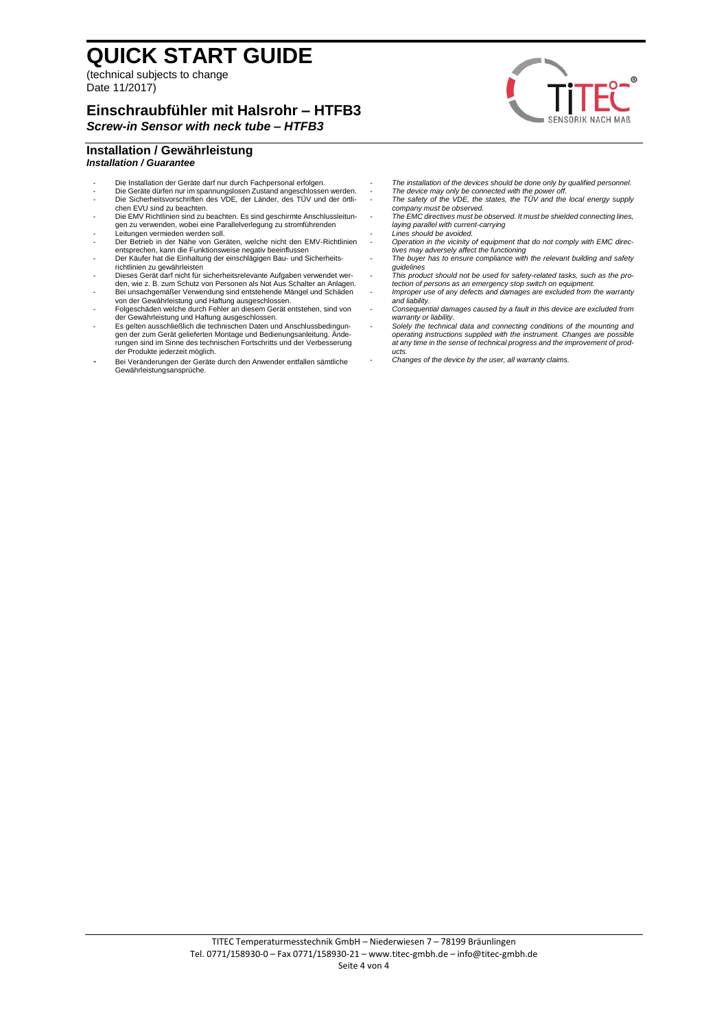# QUICK START GUIDE

(technical subjects to change
Date 11/2017)

## Einschraubfühler mit Halsrohr – HTFB3

***Screw-in Sensor with neck tube – HTFB3***

### Installation / Gewährleistung

***Installation / Guarantee***

- Die Installation der Geräte darf nur durch Fachpersonal erfolgen.
- Die Geräte dürfen nur im spannungslosen Zustand angeschlossen werden.
- Die Sicherheitsvorschriften des VDE, der Länder, des TÜV und der örtlichen EVU sind zu beachten.
- Die EMV Richtlinien sind zu beachten. Es sind geschirmte Anschlussleitungen zu verwenden, wobei eine Parallelverlegung zu stromführenden
- Leitungen vermieden werden soll.
- Der Betrieb in der Nähe von Geräten, welche nicht den EMV-Richtlinien entsprechen, kann die Funktionsweise negativ beeinflussen
- Der Käufer hat die Einhaltung der einschlägigen Bau- und Sicherheitsrichtlinien zu gewährleisten
- Dieses Gerät darf nicht für sicherheitsrelevante Aufgaben verwendet werden, wie z. B. zum Schutz von Personen als Not Aus Schalter an Anlagen.
- Bei unsachgemäßer Verwendung sind entstehende Mängel und Schäden von der Gewährleistung und Haftung ausgeschlossen.
- Folgeschäden welche durch Fehler an diesem Gerät entstehen, sind von der Gewährleistung und Haftung ausgeschlossen.
- Es gelten ausschließlich die technischen Daten und Anschlussbedingungen der zum Gerät gelieferten Montage und Bedienungsanleitung. Änderungen sind im Sinne des technischen Fortschritts und der Verbesserung der Produkte jederzeit möglich.
- Bei Veränderungen der Geräte durch den Anwender entfallen sämtliche Gewährleistungsansprüche.

- *The installation of the devices should be done only by qualified personnel.*
- *The device may only be connected with the power off.*
- *The safety of the VDE, the states, the TÜV and the local energy supply company must be observed.*
- *The EMC directives must be observed. It must be shielded connecting lines, laying parallel with current-carrying*
- *Lines should be avoided.*
- *Operation in the vicinity of equipment that do not comply with EMC directives may adversely affect the functioning*
- *The buyer has to ensure compliance with the relevant building and safety guidelines*
- *This product should not be used for safety-related tasks, such as the protection of persons as an emergency stop switch on equipment.*
- *Improper use of any defects and damages are excluded from the warranty and liability.*
- *Consequential damages caused by a fault in this device are excluded from warranty or liability.*
- *Solely the technical data and connecting conditions of the mounting and operating instructions supplied with the instrument. Changes are possible at any time in the sense of technical progress and the improvement of products.*
- *Changes of the device by the user, all warranty claims.*

TITEC Temperaturmesstechnik GmbH – Niederwiesen 7 – 78199 Bräunlingen
Tel. 0771/158930-0 – Fax 0771/158930-21 – www.titec-gmbh.de – info@titec-gmbh.de